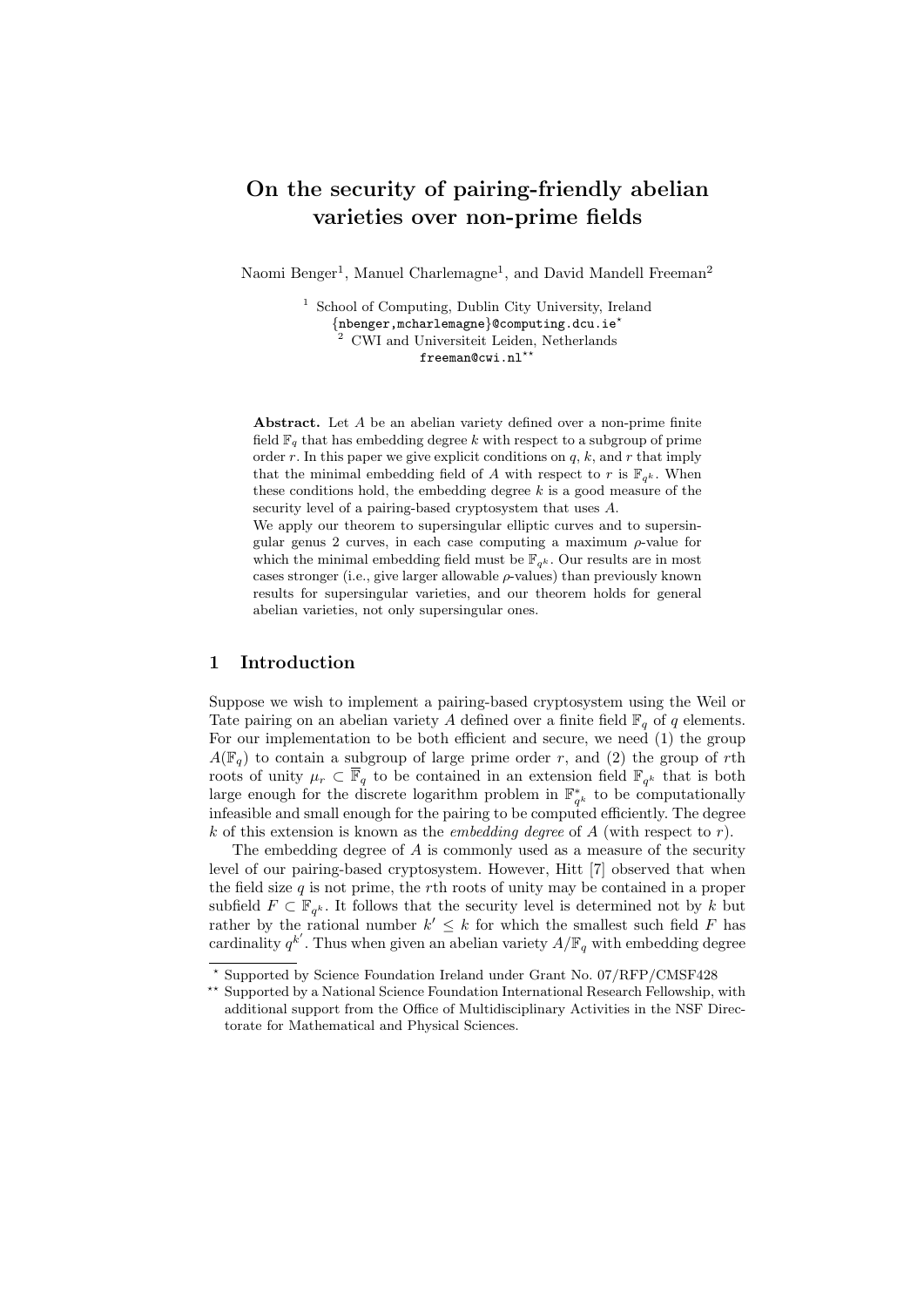# On the security of pairing-friendly abelian varieties over non-prime fields

Naomi Benger[1], Manuel Charlemagne[1], and David Mandell Freeman[2]

[1] School of Computing, Dublin City University, Ireland
{nbenger,mcharlemagne}@computing.dcu.ie[*]
[2] CWI and Universiteit Leiden, Netherlands
freeman@cwi.nl[**]

**Abstract.** Let $A$ be an abelian variety defined over a non-prime finite field $\mathbb{F}_q$ that has embedding degree $k$ with respect to a subgroup of prime order $r$. In this paper we give explicit conditions on $q$, $k$, and $r$ that imply that the minimal embedding field of $A$ with respect to $r$ is $\mathbb{F}_{q^k}$. When these conditions hold, the embedding degree $k$ is a good measure of the security level of a pairing-based cryptosystem that uses $A$.
We apply our theorem to supersingular elliptic curves and to supersingular genus 2 curves, in each case computing a maximum $\rho$-value for which the minimal embedding field must be $\mathbb{F}_{q^k}$. Our results are in most cases stronger (i.e., give larger allowable $\rho$-values) than previously known results for supersingular varieties, and our theorem holds for general abelian varieties, not only supersingular ones.

## 1 Introduction

Suppose we wish to implement a pairing-based cryptosystem using the Weil or Tate pairing on an abelian variety $A$ defined over a finite field $\mathbb{F}_q$ of $q$ elements. For our implementation to be both efficient and secure, we need (1) the group $A(\mathbb{F}_q)$ to contain a subgroup of large prime order $r$, and (2) the group of $r$th roots of unity $\mu_r \subset \overline{\mathbb{F}}_q$ to be contained in an extension field $\mathbb{F}_{q^k}$ that is both large enough for the discrete logarithm problem in $\mathbb{F}_{q^k}^*$ to be computationally infeasible and small enough for the pairing to be computed efficiently. The degree $k$ of this extension is known as the *embedding degree* of $A$ (with respect to $r$).

The embedding degree of $A$ is commonly used as a measure of the security level of our pairing-based cryptosystem. However, Hitt [7] observed that when the field size $q$ is not prime, the $r$th roots of unity may be contained in a proper subfield $F \subset \mathbb{F}_{q^k}$. It follows that the security level is determined not by $k$ but rather by the rational number $k' \leq k$ for which the smallest such field $F$ has cardinality $q^{k'}$. Thus when given an abelian variety $A/\mathbb{F}_q$ with embedding degree

[*] Supported by Science Foundation Ireland under Grant No. 07/RFP/CMSF428

[**] Supported by a National Science Foundation International Research Fellowship, with additional support from the Office of Multidisciplinary Activities in the NSF Directorate for Mathematical and Physical Sciences.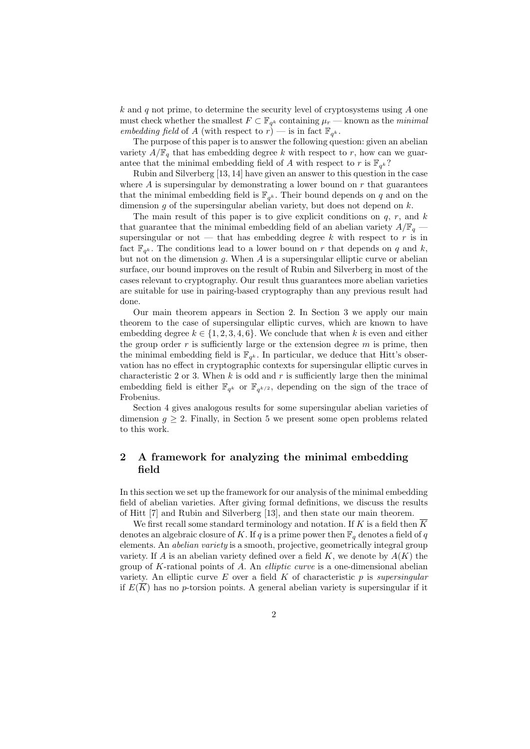$k$ and $q$ not prime, to determine the security level of cryptosystems using $A$ one must check whether the smallest $F \subset \mathbb{F}_{q^k}$ containing $\mu_r$ — known as the *minimal embedding field* of $A$ (with respect to $r$) — is in fact $\mathbb{F}_{q^k}$.

The purpose of this paper is to answer the following question: given an abelian variety $A/\mathbb{F}_q$ that has embedding degree $k$ with respect to $r$, how can we guarantee that the minimal embedding field of $A$ with respect to $r$ is $\mathbb{F}_{q^k}$?

Rubin and Silverberg [13, 14] have given an answer to this question in the case where $A$ is supersingular by demonstrating a lower bound on $r$ that guarantees that the minimal embedding field is $\mathbb{F}_{q^k}$. Their bound depends on $q$ and on the dimension $g$ of the supersingular abelian variety, but does not depend on $k$.

The main result of this paper is to give explicit conditions on $q$, $r$, and $k$ that guarantee that the minimal embedding field of an abelian variety $A/\mathbb{F}_q$ — supersingular or not — that has embedding degree $k$ with respect to $r$ is in fact $\mathbb{F}_{q^k}$. The conditions lead to a lower bound on $r$ that depends on $q$ and $k$, but not on the dimension $g$. When $A$ is a supersingular elliptic curve or abelian surface, our bound improves on the result of Rubin and Silverberg in most of the cases relevant to cryptography. Our result thus guarantees more abelian varieties are suitable for use in pairing-based cryptography than any previous result had done.

Our main theorem appears in Section 2. In Section 3 we apply our main theorem to the case of supersingular elliptic curves, which are known to have embedding degree $k \in \{1, 2, 3, 4, 6\}$. We conclude that when $k$ is even and either the group order $r$ is sufficiently large or the extension degree $m$ is prime, then the minimal embedding field is $\mathbb{F}_{q^k}$. In particular, we deduce that Hitt's observation has no effect in cryptographic contexts for supersingular elliptic curves in characteristic 2 or 3. When $k$ is odd and $r$ is sufficiently large then the minimal embedding field is either $\mathbb{F}_{q^k}$ or $\mathbb{F}_{q^{k/2}}$, depending on the sign of the trace of Frobenius.

Section 4 gives analogous results for some supersingular abelian varieties of dimension $g \geq 2$. Finally, in Section 5 we present some open problems related to this work.

## 2 A framework for analyzing the minimal embedding field

In this section we set up the framework for our analysis of the minimal embedding field of abelian varieties. After giving formal definitions, we discuss the results of Hitt [7] and Rubin and Silverberg [13], and then state our main theorem.

We first recall some standard terminology and notation. If $K$ is a field then $\overline{K}$ denotes an algebraic closure of $K$. If $q$ is a prime power then $\mathbb{F}_q$ denotes a field of $q$ elements. An *abelian variety* is a smooth, projective, geometrically integral group variety. If $A$ is an abelian variety defined over a field $K$, we denote by $A(K)$ the group of $K$-rational points of $A$. An *elliptic curve* is a one-dimensional abelian variety. An elliptic curve $E$ over a field $K$ of characteristic $p$ is *supersingular* if $E(\overline{K})$ has no $p$-torsion points. A general abelian variety is supersingular if it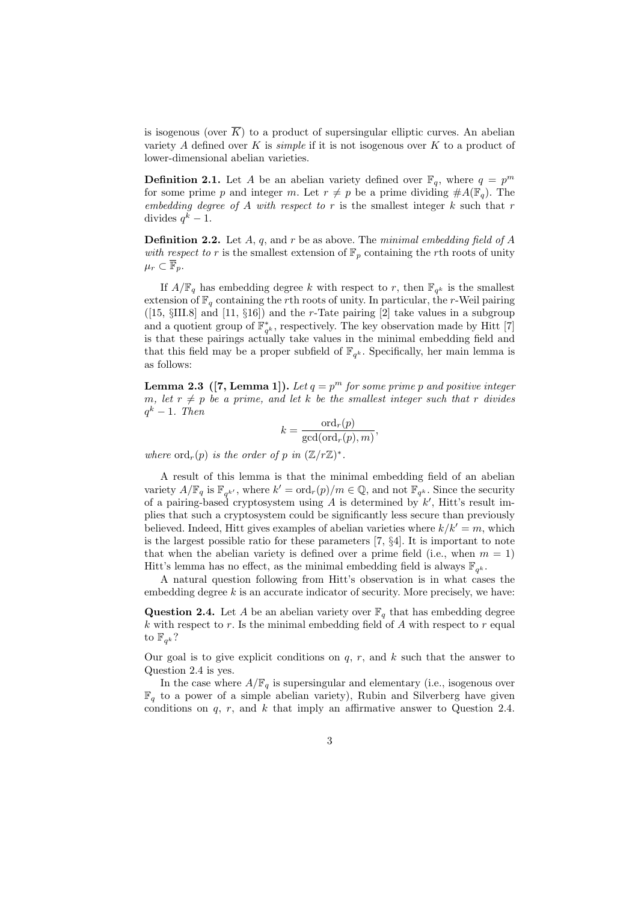is isogenous (over $\overline{K}$) to a product of supersingular elliptic curves. An abelian variety $A$ defined over $K$ is *simple* if it is not isogenous over $K$ to a product of lower-dimensional abelian varieties.

**Definition 2.1.** Let $A$ be an abelian variety defined over $\mathbb{F}_q$, where $q = p^m$ for some prime $p$ and integer $m$. Let $r \neq p$ be a prime dividing $\#A(\mathbb{F}_q)$. The *embedding degree of $A$ with respect to $r$* is the smallest integer $k$ such that $r$ divides $q^k - 1$.

**Definition 2.2.** Let $A$, $q$, and $r$ be as above. The *minimal embedding field of $A$ with respect to $r$* is the smallest extension of $\mathbb{F}_p$ containing the $r$th roots of unity $\mu_r \subset \overline{\mathbb{F}}_p$.

If $A/\mathbb{F}_q$ has embedding degree $k$ with respect to $r$, then $\mathbb{F}_{q^k}$ is the smallest extension of $\mathbb{F}_q$ containing the $r$th roots of unity. In particular, the $r$-Weil pairing ([15, §III.8] and [11, §16]) and the $r$-Tate pairing [2] take values in a subgroup and a quotient group of $\mathbb{F}_{q^k}^*$, respectively. The key observation made by Hitt [7] is that these pairings actually take values in the minimal embedding field and that this field may be a proper subfield of $\mathbb{F}_{q^k}$. Specifically, her main lemma is as follows:

**Lemma 2.3 ([7, Lemma 1]).** *Let $q = p^m$ for some prime $p$ and positive integer $m$, let $r \neq p$ be a prime, and let $k$ be the smallest integer such that $r$ divides $q^k - 1$. Then*

$$k = \frac{\operatorname{ord}_r(p)}{\gcd(\operatorname{ord}_r(p), m)},$$

*where $\operatorname{ord}_r(p)$ is the order of $p$ in $(\mathbb{Z}/r\mathbb{Z})^*$.*

A result of this lemma is that the minimal embedding field of an abelian variety $A/\mathbb{F}_q$ is $\mathbb{F}_{q^{k'}}$, where $k' = \operatorname{ord}_r(p)/m \in \mathbb{Q}$, and not $\mathbb{F}_{q^k}$. Since the security of a pairing-based cryptosystem using $A$ is determined by $k'$, Hitt's result implies that such a cryptosystem could be significantly less secure than previously believed. Indeed, Hitt gives examples of abelian varieties where $k/k' = m$, which is the largest possible ratio for these parameters [7, §4]. It is important to note that when the abelian variety is defined over a prime field (i.e., when $m = 1$) Hitt's lemma has no effect, as the minimal embedding field is always $\mathbb{F}_{q^k}$.

A natural question following from Hitt's observation is in what cases the embedding degree $k$ is an accurate indicator of security. More precisely, we have:

**Question 2.4.** Let $A$ be an abelian variety over $\mathbb{F}_q$ that has embedding degree $k$ with respect to $r$. Is the minimal embedding field of $A$ with respect to $r$ equal to $\mathbb{F}_{q^k}$?

Our goal is to give explicit conditions on $q$, $r$, and $k$ such that the answer to Question 2.4 is yes.

In the case where $A/\mathbb{F}_q$ is supersingular and elementary (i.e., isogenous over $\mathbb{F}_q$ to a power of a simple abelian variety), Rubin and Silverberg have given conditions on $q$, $r$, and $k$ that imply an affirmative answer to Question 2.4.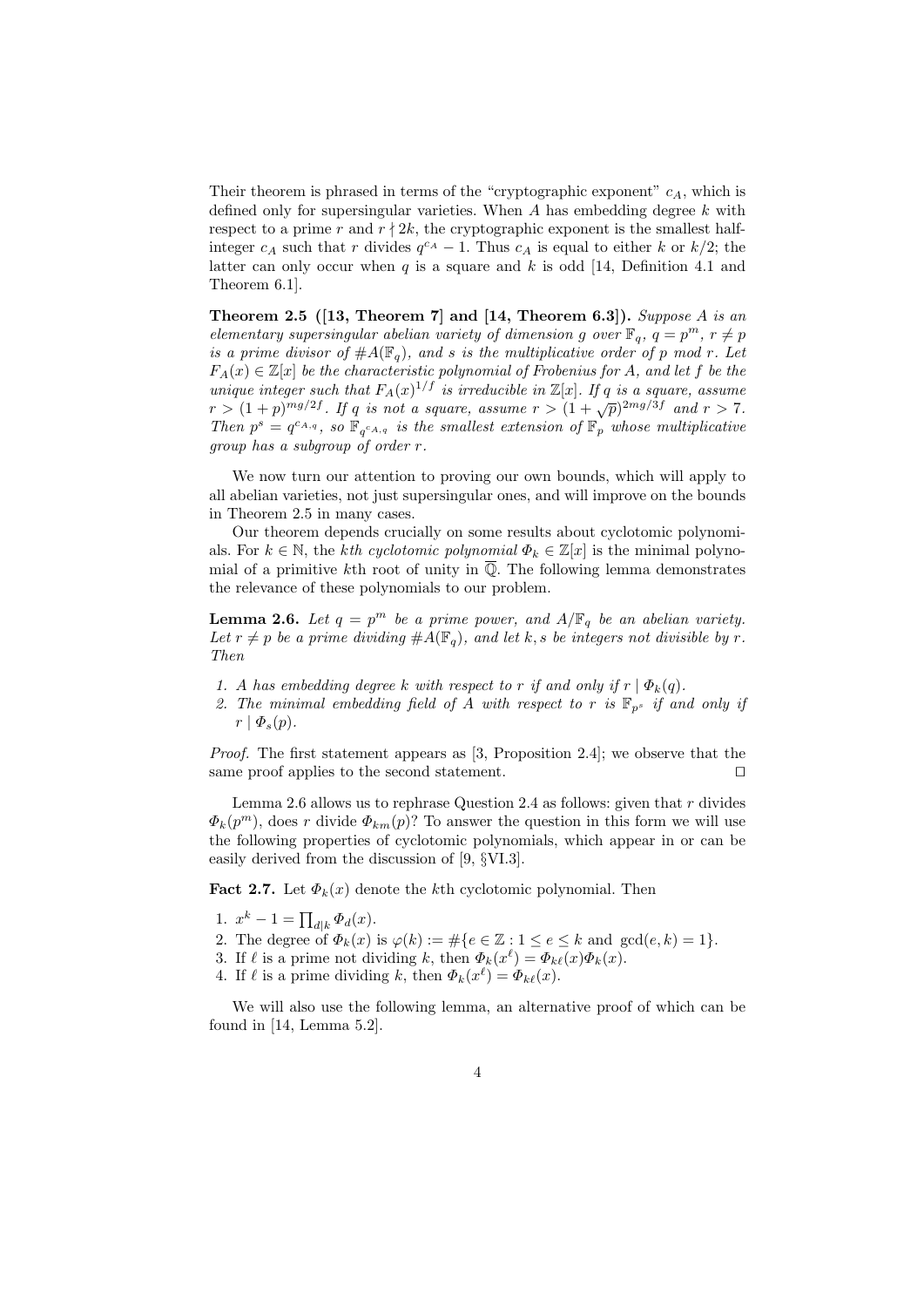Their theorem is phrased in terms of the "cryptographic exponent" $c_A$, which is defined only for supersingular varieties. When $A$ has embedding degree $k$ with respect to a prime $r$ and $r \nmid 2k$, the cryptographic exponent is the smallest half-integer $c_A$ such that $r$ divides $q^{c_A} - 1$. Thus $c_A$ is equal to either $k$ or $k/2$; the latter can only occur when $q$ is a square and $k$ is odd [14, Definition 4.1 and Theorem 6.1].

**Theorem 2.5 ([13, Theorem 7] and [14, Theorem 6.3]).** *Suppose $A$ is an elementary supersingular abelian variety of dimension $g$ over $\mathbb{F}_q$, $q = p^m$, $r \neq p$ is a prime divisor of $\#A(\mathbb{F}_q)$, and $s$ is the multiplicative order of $p$ mod $r$. Let $F_A(x) \in \mathbb{Z}[x]$ be the characteristic polynomial of Frobenius for $A$, and let $f$ be the unique integer such that $F_A(x)^{1/f}$ is irreducible in $\mathbb{Z}[x]$. If $q$ is a square, assume $r > (1+p)^{mg/2f}$. If $q$ is not a square, assume $r > (1+\sqrt{p})^{2mg/3f}$ and $r > 7$. Then $p^s = q^{c_{A,q}}$, so $\mathbb{F}_{q^{c_{A,q}}}$ is the smallest extension of $\mathbb{F}_p$ whose multiplicative group has a subgroup of order $r$.*

We now turn our attention to proving our own bounds, which will apply to all abelian varieties, not just supersingular ones, and will improve on the bounds in Theorem 2.5 in many cases.

Our theorem depends crucially on some results about cyclotomic polynomials. For $k \in \mathbb{N}$, the *$k$th cyclotomic polynomial* $\Phi_k \in \mathbb{Z}[x]$ is the minimal polynomial of a primitive $k$th root of unity in $\overline{\mathbb{Q}}$. The following lemma demonstrates the relevance of these polynomials to our problem.

**Lemma 2.6.** *Let $q = p^m$ be a prime power, and $A/\mathbb{F}_q$ be an abelian variety. Let $r \neq p$ be a prime dividing $\#A(\mathbb{F}_q)$, and let $k, s$ be integers not divisible by $r$. Then*

1. *$A$ has embedding degree $k$ with respect to $r$ if and only if $r \mid \Phi_k(q)$.*
2. *The minimal embedding field of $A$ with respect to $r$ is $\mathbb{F}_{p^s}$ if and only if $r \mid \Phi_s(p)$.*

*Proof.* The first statement appears as [3, Proposition 2.4]; we observe that the same proof applies to the second statement. □

Lemma 2.6 allows us to rephrase Question 2.4 as follows: given that $r$ divides $\Phi_k(p^m)$, does $r$ divide $\Phi_{km}(p)$? To answer the question in this form we will use the following properties of cyclotomic polynomials, which appear in or can be easily derived from the discussion of [9, §VI.3].

**Fact 2.7.** Let $\Phi_k(x)$ denote the $k$th cyclotomic polynomial. Then

1. $x^k - 1 = \prod_{d \mid k} \Phi_d(x)$.
2. The degree of $\Phi_k(x)$ is $\varphi(k) := \#\{e \in \mathbb{Z} : 1 \leq e \leq k \text{ and } \gcd(e, k) = 1\}$.
3. If $\ell$ is a prime not dividing $k$, then $\Phi_k(x^\ell) = \Phi_{k\ell}(x)\Phi_k(x)$.
4. If $\ell$ is a prime dividing $k$, then $\Phi_k(x^\ell) = \Phi_{k\ell}(x)$.

We will also use the following lemma, an alternative proof of which can be found in [14, Lemma 5.2].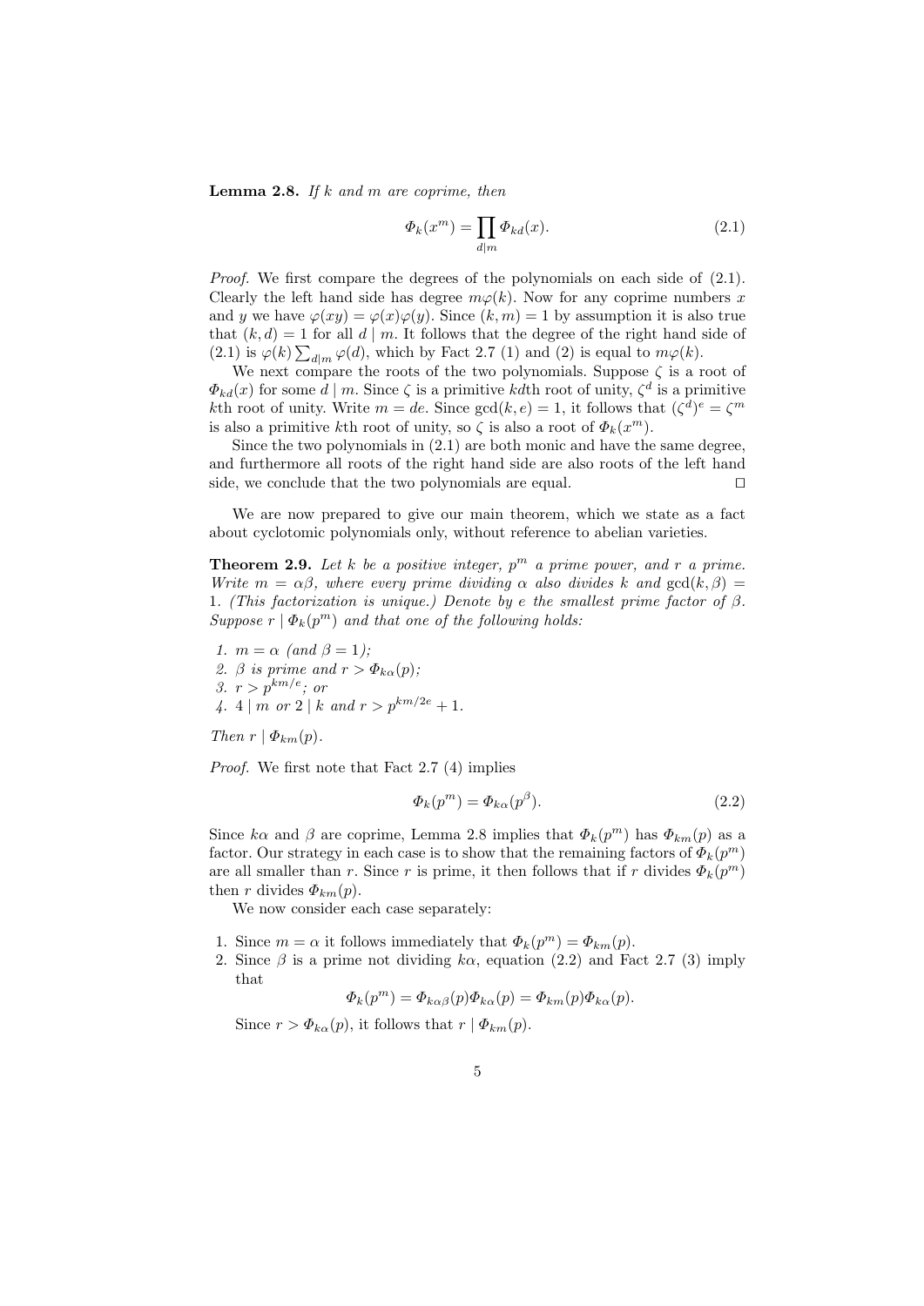**Lemma 2.8.** *If $k$ and $m$ are coprime, then*

$$\Phi_k(x^m) = \prod_{d \mid m} \Phi_{kd}(x). \tag{2.1}$$

*Proof.* We first compare the degrees of the polynomials on each side of (2.1). Clearly the left hand side has degree $m\varphi(k)$. Now for any coprime numbers $x$ and $y$ we have $\varphi(xy) = \varphi(x)\varphi(y)$. Since $(k, m) = 1$ by assumption it is also true that $(k, d) = 1$ for all $d \mid m$. It follows that the degree of the right hand side of (2.1) is $\varphi(k) \sum_{d \mid m} \varphi(d)$, which by Fact 2.7 (1) and (2) is equal to $m\varphi(k)$.

We next compare the roots of the two polynomials. Suppose $\zeta$ is a root of $\Phi_{kd}(x)$ for some $d \mid m$. Since $\zeta$ is a primitive $kd$th root of unity, $\zeta^d$ is a primitive $k$th root of unity. Write $m = de$. Since $\gcd(k, e) = 1$, it follows that $(\zeta^d)^e = \zeta^m$ is also a primitive $k$th root of unity, so $\zeta$ is also a root of $\Phi_k(x^m)$.

Since the two polynomials in (2.1) are both monic and have the same degree, and furthermore all roots of the right hand side are also roots of the left hand side, we conclude that the two polynomials are equal. □

We are now prepared to give our main theorem, which we state as a fact about cyclotomic polynomials only, without reference to abelian varieties.

**Theorem 2.9.** *Let $k$ be a positive integer, $p^m$ a prime power, and $r$ a prime. Write $m = \alpha\beta$, where every prime dividing $\alpha$ also divides $k$ and $\gcd(k, \beta) = 1$. (This factorization is unique.) Denote by $e$ the smallest prime factor of $\beta$. Suppose $r \mid \Phi_k(p^m)$ and that one of the following holds:*

1. *$m = \alpha$ (and $\beta = 1$);*
2. *$\beta$ is prime and $r > \Phi_{k\alpha}(p)$;*
3. *$r > p^{km/e}$; or*
4. *$4 \mid m$ or $2 \mid k$ and $r > p^{km/2e} + 1$.*

*Then $r \mid \Phi_{km}(p)$.*

*Proof.* We first note that Fact 2.7 (4) implies

$$\Phi_k(p^m) = \Phi_{k\alpha}(p^\beta). \tag{2.2}$$

Since $k\alpha$ and $\beta$ are coprime, Lemma 2.8 implies that $\Phi_k(p^m)$ has $\Phi_{km}(p)$ as a factor. Our strategy in each case is to show that the remaining factors of $\Phi_k(p^m)$ are all smaller than $r$. Since $r$ is prime, it then follows that if $r$ divides $\Phi_k(p^m)$ then $r$ divides $\Phi_{km}(p)$.

We now consider each case separately:

1. Since $m = \alpha$ it follows immediately that $\Phi_k(p^m) = \Phi_{km}(p)$.
2. Since $\beta$ is a prime not dividing $k\alpha$, equation (2.2) and Fact 2.7 (3) imply that

$$\Phi_k(p^m) = \Phi_{k\alpha\beta}(p)\Phi_{k\alpha}(p) = \Phi_{km}(p)\Phi_{k\alpha}(p).$$

   Since $r > \Phi_{k\alpha}(p)$, it follows that $r \mid \Phi_{km}(p)$.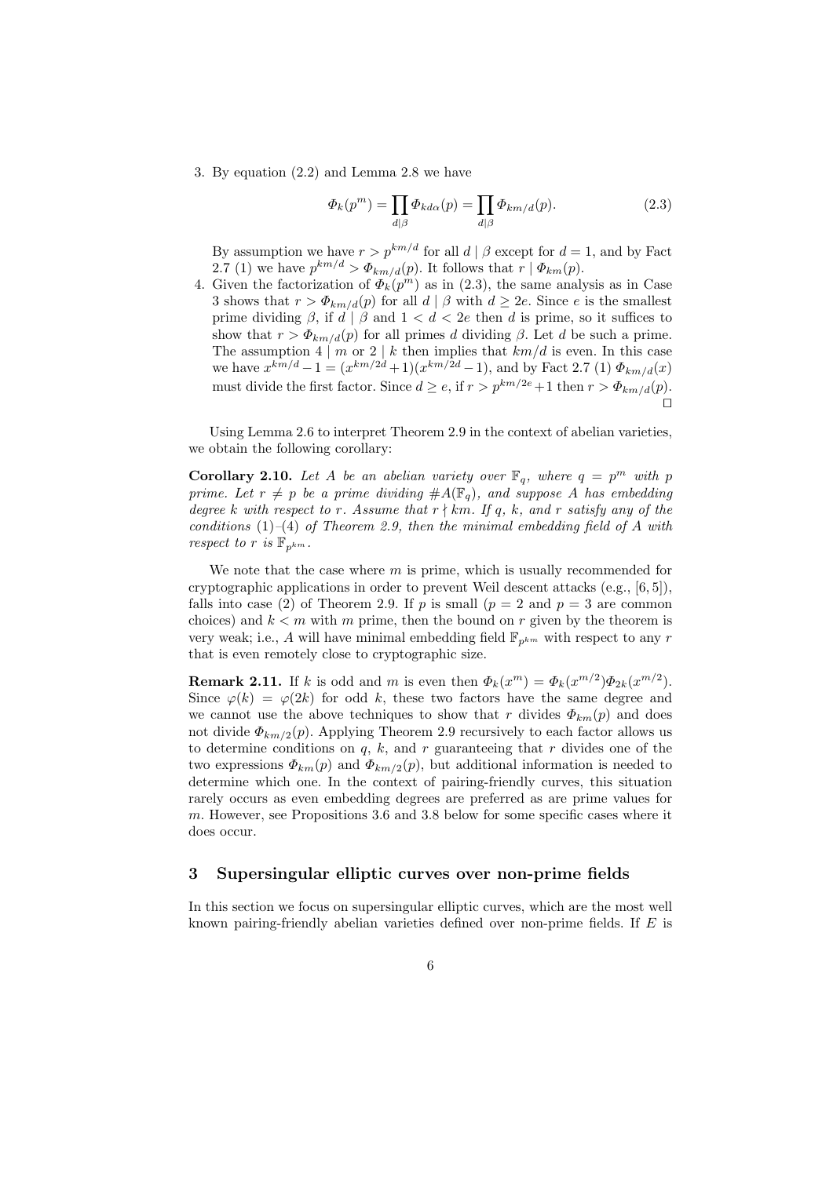3. By equation (2.2) and Lemma 2.8 we have

$$\Phi_k(p^m) = \prod_{d\mid\beta} \Phi_{kd\alpha}(p) = \prod_{d\mid\beta} \Phi_{km/d}(p). \tag{2.3}$$

   By assumption we have $r > p^{km/d}$ for all $d \mid \beta$ except for $d = 1$, and by Fact 2.7 (1) we have $p^{km/d} > \Phi_{km/d}(p)$. It follows that $r \mid \Phi_{km}(p)$.

4. Given the factorization of $\Phi_k(p^m)$ as in (2.3), the same analysis as in Case 3 shows that $r > \Phi_{km/d}(p)$ for all $d \mid \beta$ with $d \geq 2e$. Since $e$ is the smallest prime dividing $\beta$, if $d \mid \beta$ and $1 < d < 2e$ then $d$ is prime, so it suffices to show that $r > \Phi_{km/d}(p)$ for all primes $d$ dividing $\beta$. Let $d$ be such a prime. The assumption $4 \mid m$ or $2 \mid k$ then implies that $km/d$ is even. In this case we have $x^{km/d} - 1 = (x^{km/2d} + 1)(x^{km/2d} - 1)$, and by Fact 2.7 (1) $\Phi_{km/d}(x)$ must divide the first factor. Since $d \geq e$, if $r > p^{km/2e} + 1$ then $r > \Phi_{km/d}(p)$. □

Using Lemma 2.6 to interpret Theorem 2.9 in the context of abelian varieties, we obtain the following corollary:

**Corollary 2.10.** *Let $A$ be an abelian variety over $\mathbb{F}_q$, where $q = p^m$ with $p$ prime. Let $r \neq p$ be a prime dividing $\#A(\mathbb{F}_q)$, and suppose $A$ has embedding degree $k$ with respect to $r$. Assume that $r \nmid km$. If $q$, $k$, and $r$ satisfy any of the conditions (1)–(4) of Theorem 2.9, then the minimal embedding field of $A$ with respect to $r$ is $\mathbb{F}_{p^{km}}$.*

We note that the case where $m$ is prime, which is usually recommended for cryptographic applications in order to prevent Weil descent attacks (e.g., [6, 5]), falls into case (2) of Theorem 2.9. If $p$ is small ($p = 2$ and $p = 3$ are common choices) and $k < m$ with $m$ prime, then the bound on $r$ given by the theorem is very weak; i.e., $A$ will have minimal embedding field $\mathbb{F}_{p^{km}}$ with respect to any $r$ that is even remotely close to cryptographic size.

**Remark 2.11.** If $k$ is odd and $m$ is even then $\Phi_k(x^m) = \Phi_k(x^{m/2})\Phi_{2k}(x^{m/2})$. Since $\varphi(k) = \varphi(2k)$ for odd $k$, these two factors have the same degree and we cannot use the above techniques to show that $r$ divides $\Phi_{km}(p)$ and does not divide $\Phi_{km/2}(p)$. Applying Theorem 2.9 recursively to each factor allows us to determine conditions on $q$, $k$, and $r$ guaranteeing that $r$ divides one of the two expressions $\Phi_{km}(p)$ and $\Phi_{km/2}(p)$, but additional information is needed to determine which one. In the context of pairing-friendly curves, this situation rarely occurs as even embedding degrees are preferred as are prime values for $m$. However, see Propositions 3.6 and 3.8 below for some specific cases where it does occur.

## 3 Supersingular elliptic curves over non-prime fields

In this section we focus on supersingular elliptic curves, which are the most well known pairing-friendly abelian varieties defined over non-prime fields. If $E$ is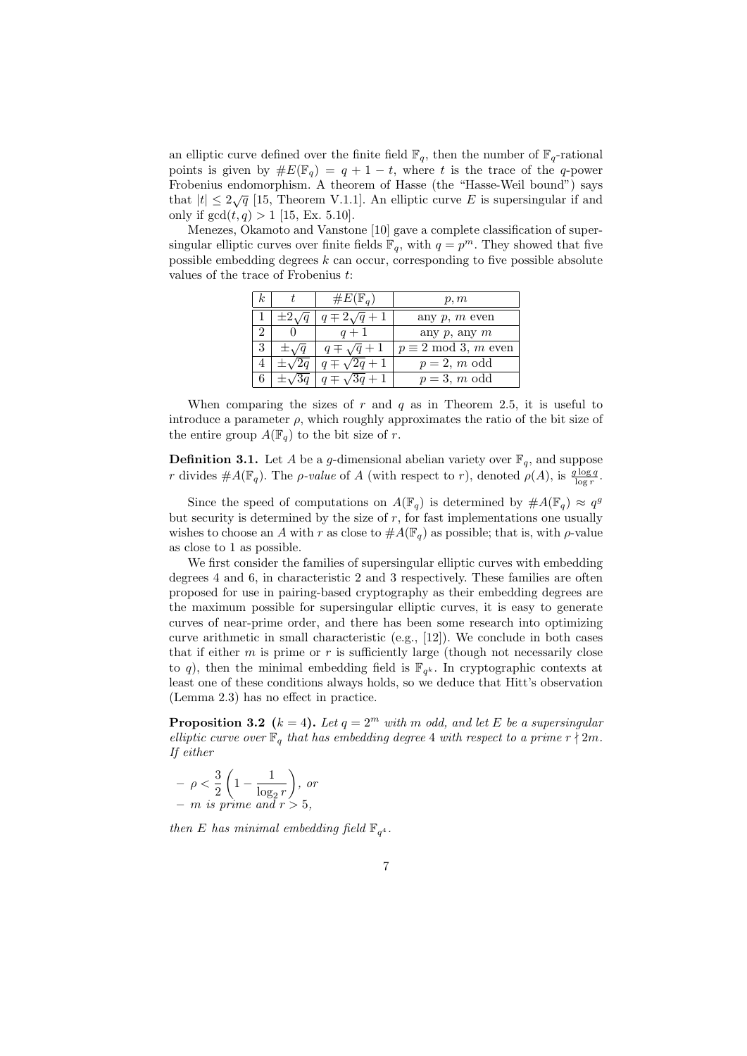an elliptic curve defined over the finite field $\mathbb{F}_q$, then the number of $\mathbb{F}_q$-rational points is given by $\#E(\mathbb{F}_q) = q + 1 - t$, where $t$ is the trace of the $q$-power Frobenius endomorphism. A theorem of Hasse (the "Hasse-Weil bound") says that $|t| \leq 2\sqrt{q}$ [15, Theorem V.1.1]. An elliptic curve $E$ is supersingular if and only if $\gcd(t, q) > 1$ [15, Ex. 5.10].

Menezes, Okamoto and Vanstone [10] gave a complete classification of supersingular elliptic curves over finite fields $\mathbb{F}_q$, with $q = p^m$. They showed that five possible embedding degrees $k$ can occur, corresponding to five possible absolute values of the trace of Frobenius $t$:

| $k$ | $t$ | $\#E(\mathbb{F}_q)$ | $p, m$ |
|---|---|---|---|
| 1 | $\pm 2\sqrt{q}$ | $q \mp 2\sqrt{q} + 1$ | any $p$, $m$ even |
| 2 | 0 | $q + 1$ | any $p$, any $m$ |
| 3 | $\pm\sqrt{q}$ | $q \mp \sqrt{q} + 1$ | $p \equiv 2 \bmod 3$, $m$ even |
| 4 | $\pm\sqrt{2q}$ | $q \mp \sqrt{2q} + 1$ | $p = 2$, $m$ odd |
| 6 | $\pm\sqrt{3q}$ | $q \mp \sqrt{3q} + 1$ | $p = 3$, $m$ odd |

When comparing the sizes of $r$ and $q$ as in Theorem 2.5, it is useful to introduce a parameter $\rho$, which roughly approximates the ratio of the bit size of the entire group $A(\mathbb{F}_q)$ to the bit size of $r$.

**Definition 3.1.** Let $A$ be a $g$-dimensional abelian variety over $\mathbb{F}_q$, and suppose $r$ divides $\#A(\mathbb{F}_q)$. The *$\rho$-value* of $A$ (with respect to $r$), denoted $\rho(A)$, is $\frac{g \log q}{\log r}$.

Since the speed of computations on $A(\mathbb{F}_q)$ is determined by $\#A(\mathbb{F}_q) \approx q^g$ but security is determined by the size of $r$, for fast implementations one usually wishes to choose an $A$ with $r$ as close to $\#A(\mathbb{F}_q)$ as possible; that is, with $\rho$-value as close to 1 as possible.

We first consider the families of supersingular elliptic curves with embedding degrees 4 and 6, in characteristic 2 and 3 respectively. These families are often proposed for use in pairing-based cryptography as their embedding degrees are the maximum possible for supersingular elliptic curves, it is easy to generate curves of near-prime order, and there has been some research into optimizing curve arithmetic in small characteristic (e.g., [12]). We conclude in both cases that if either $m$ is prime or $r$ is sufficiently large (though not necessarily close to $q$), then the minimal embedding field is $\mathbb{F}_{q^k}$. In cryptographic contexts at least one of these conditions always holds, so we deduce that Hitt's observation (Lemma 2.3) has no effect in practice.

**Proposition 3.2** **($k = 4$).** *Let $q = 2^m$ with $m$ odd, and let $E$ be a supersingular elliptic curve over $\mathbb{F}_q$ that has embedding degree 4 with respect to a prime $r \nmid 2m$. If either*

- $\rho < \dfrac{3}{2}\left(1 - \dfrac{1}{\log_2 r}\right)$, *or*
- *$m$ is prime and $r > 5$,*

*then $E$ has minimal embedding field $\mathbb{F}_{q^4}$.*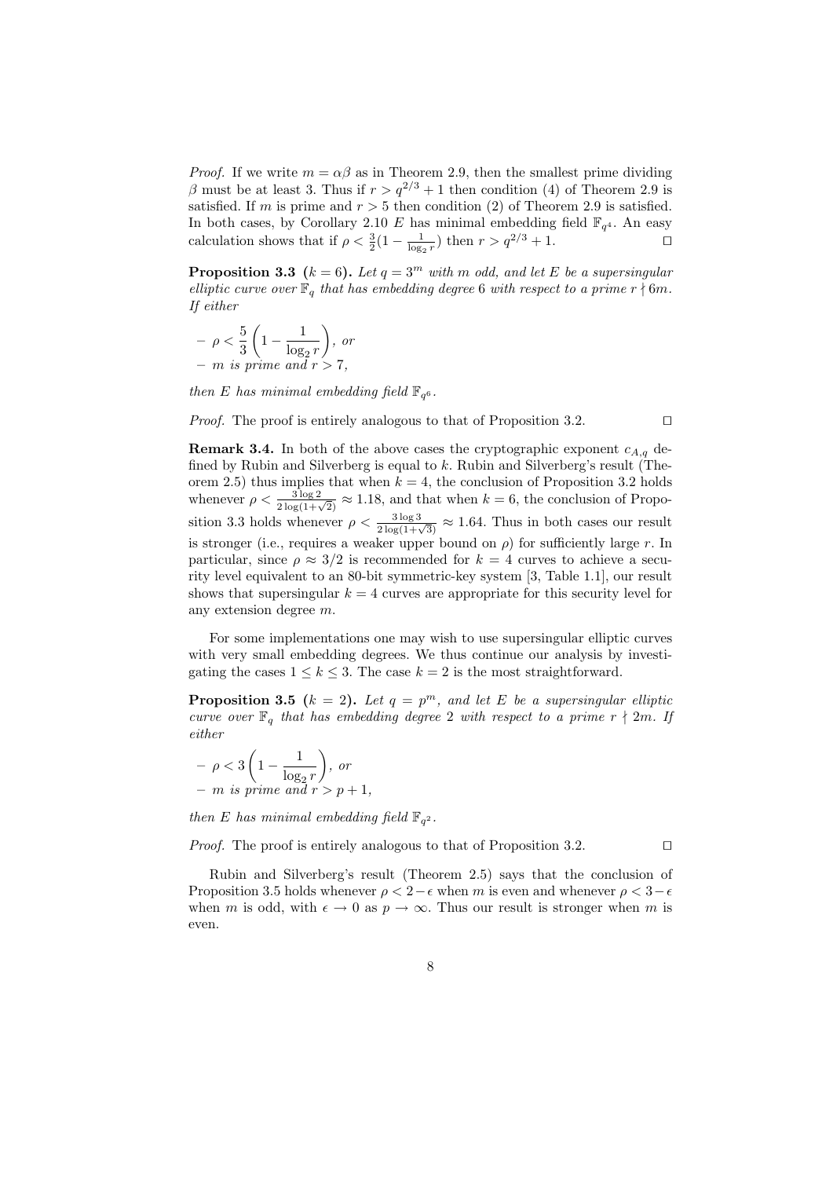*Proof.* If we write $m = \alpha\beta$ as in Theorem 2.9, then the smallest prime dividing $\beta$ must be at least 3. Thus if $r > q^{2/3} + 1$ then condition (4) of Theorem 2.9 is satisfied. If $m$ is prime and $r > 5$ then condition (2) of Theorem 2.9 is satisfied. In both cases, by Corollary 2.10 $E$ has minimal embedding field $\mathbb{F}_{q^4}$. An easy calculation shows that if $\rho < \frac{3}{2}(1 - \frac{1}{\log_2 r})$ then $r > q^{2/3} + 1$. □

**Proposition 3.3** **($k = 6$).** *Let $q = 3^m$ with $m$ odd, and let $E$ be a supersingular elliptic curve over $\mathbb{F}_q$ that has embedding degree 6 with respect to a prime $r \nmid 6m$. If either*

- $\rho < \dfrac{5}{3}\left(1 - \dfrac{1}{\log_2 r}\right)$, *or*
- *$m$ is prime and $r > 7$,*

*then $E$ has minimal embedding field $\mathbb{F}_{q^6}$.*

*Proof.* The proof is entirely analogous to that of Proposition 3.2. □

**Remark 3.4.** In both of the above cases the cryptographic exponent $c_{A,q}$ defined by Rubin and Silverberg is equal to $k$. Rubin and Silverberg's result (Theorem 2.5) thus implies that when $k = 4$, the conclusion of Proposition 3.2 holds whenever $\rho < \frac{3\log 2}{2\log(1+\sqrt{2})} \approx 1.18$, and that when $k = 6$, the conclusion of Proposition 3.3 holds whenever $\rho < \frac{3\log 3}{2\log(1+\sqrt{3})} \approx 1.64$. Thus in both cases our result is stronger (i.e., requires a weaker upper bound on $\rho$) for sufficiently large $r$. In particular, since $\rho \approx 3/2$ is recommended for $k = 4$ curves to achieve a security level equivalent to an 80-bit symmetric-key system [3, Table 1.1], our result shows that supersingular $k = 4$ curves are appropriate for this security level for any extension degree $m$.

For some implementations one may wish to use supersingular elliptic curves with very small embedding degrees. We thus continue our analysis by investigating the cases $1 \le k \le 3$. The case $k = 2$ is the most straightforward.

**Proposition 3.5** **($k = 2$).** *Let $q = p^m$, and let $E$ be a supersingular elliptic curve over $\mathbb{F}_q$ that has embedding degree 2 with respect to a prime $r \nmid 2m$. If either*

- $\rho < 3\left(1 - \dfrac{1}{\log_2 r}\right)$, *or*
- *$m$ is prime and $r > p + 1$,*

*then $E$ has minimal embedding field $\mathbb{F}_{q^2}$.*

*Proof.* The proof is entirely analogous to that of Proposition 3.2. □

Rubin and Silverberg's result (Theorem 2.5) says that the conclusion of Proposition 3.5 holds whenever $\rho < 2 - \epsilon$ when $m$ is even and whenever $\rho < 3 - \epsilon$ when $m$ is odd, with $\epsilon \to 0$ as $p \to \infty$. Thus our result is stronger when $m$ is even.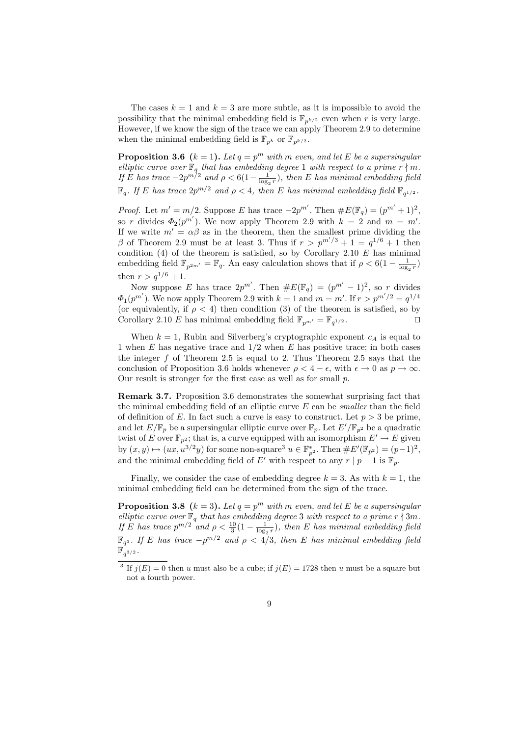The cases $k = 1$ and $k = 3$ are more subtle, as it is impossible to avoid the possibility that the minimal embedding field is $\mathbb{F}_{p^{k/2}}$ even when $r$ is very large. However, if we know the sign of the trace we can apply Theorem 2.9 to determine when the minimal embedding field is $\mathbb{F}_{p^k}$ or $\mathbb{F}_{p^{k/2}}$.

**Proposition 3.6** **($k = 1$).** *Let $q = p^m$ with $m$ even, and let $E$ be a supersingular elliptic curve over $\mathbb{F}_q$ that has embedding degree 1 with respect to a prime $r \nmid m$. If $E$ has trace $-2p^{m/2}$ and $\rho < 6(1 - \frac{1}{\log_2 r})$, then $E$ has minimal embedding field $\mathbb{F}_q$. If $E$ has trace $2p^{m/2}$ and $\rho < 4$, then $E$ has minimal embedding field $\mathbb{F}_{q^{1/2}}$.*

*Proof.* Let $m' = m/2$. Suppose $E$ has trace $-2p^{m'}$. Then $\#E(\mathbb{F}_q) = (p^{m'} + 1)^2$, so $r$ divides $\Phi_2(p^{m'})$. We now apply Theorem 2.9 with $k = 2$ and $m = m'$. If we write $m' = \alpha\beta$ as in the theorem, then the smallest prime dividing the $\beta$ of Theorem 2.9 must be at least 3. Thus if $r > p^{m'/3} + 1 = q^{1/6} + 1$ then condition (4) of the theorem is satisfied, so by Corollary 2.10 $E$ has minimal embedding field $\mathbb{F}_{p^{2m'}} = \mathbb{F}_q$. An easy calculation shows that if $\rho < 6(1 - \frac{1}{\log_2 r})$ then $r > q^{1/6} + 1$.

Now suppose $E$ has trace $2p^{m'}$. Then $\#E(\mathbb{F}_q) = (p^{m'} - 1)^2$, so $r$ divides $\Phi_1(p^{m'})$. We now apply Theorem 2.9 with $k = 1$ and $m = m'$. If $r > p^{m'/2} = q^{1/4}$ (or equivalently, if $\rho < 4$) then condition (3) of the theorem is satisfied, so by Corollary 2.10 $E$ has minimal embedding field $\mathbb{F}_{p^{m'}} = \mathbb{F}_{q^{1/2}}$. ◻

When $k = 1$, Rubin and Silverberg's cryptographic exponent $c_A$ is equal to 1 when $E$ has negative trace and $1/2$ when $E$ has positive trace; in both cases the integer $f$ of Theorem 2.5 is equal to 2. Thus Theorem 2.5 says that the conclusion of Proposition 3.6 holds whenever $\rho < 4 - \epsilon$, with $\epsilon \to 0$ as $p \to \infty$. Our result is stronger for the first case as well as for small $p$.

**Remark 3.7.** Proposition 3.6 demonstrates the somewhat surprising fact that the minimal embedding field of an elliptic curve $E$ can be *smaller* than the field of definition of $E$. In fact such a curve is easy to construct. Let $p > 3$ be prime, and let $E/\mathbb{F}_p$ be a supersingular elliptic curve over $\mathbb{F}_p$. Let $E'/\mathbb{F}_{p^2}$ be a quadratic twist of $E$ over $\mathbb{F}_{p^2}$; that is, a curve equipped with an isomorphism $E' \to E$ given by $(x, y) \mapsto (ux, u^{3/2}y)$ for some non-square[3] $u \in \mathbb{F}_{p^2}^*$. Then $\#E'(\mathbb{F}_{p^2}) = (p-1)^2$, and the minimal embedding field of $E'$ with respect to any $r \mid p - 1$ is $\mathbb{F}_p$.

Finally, we consider the case of embedding degree $k = 3$. As with $k = 1$, the minimal embedding field can be determined from the sign of the trace.

**Proposition 3.8** **($k = 3$).** *Let $q = p^m$ with $m$ even, and let $E$ be a supersingular elliptic curve over $\mathbb{F}_q$ that has embedding degree 3 with respect to a prime $r \nmid 3m$. If $E$ has trace $p^{m/2}$ and $\rho < \frac{10}{3}(1 - \frac{1}{\log_2 r})$, then $E$ has minimal embedding field $\mathbb{F}_{q^3}$. If $E$ has trace $-p^{m/2}$ and $\rho < 4/3$, then $E$ has minimal embedding field $\mathbb{F}_{q^{3/2}}$.*

[3] If $j(E) = 0$ then $u$ must also be a cube; if $j(E) = 1728$ then $u$ must be a square but not a fourth power.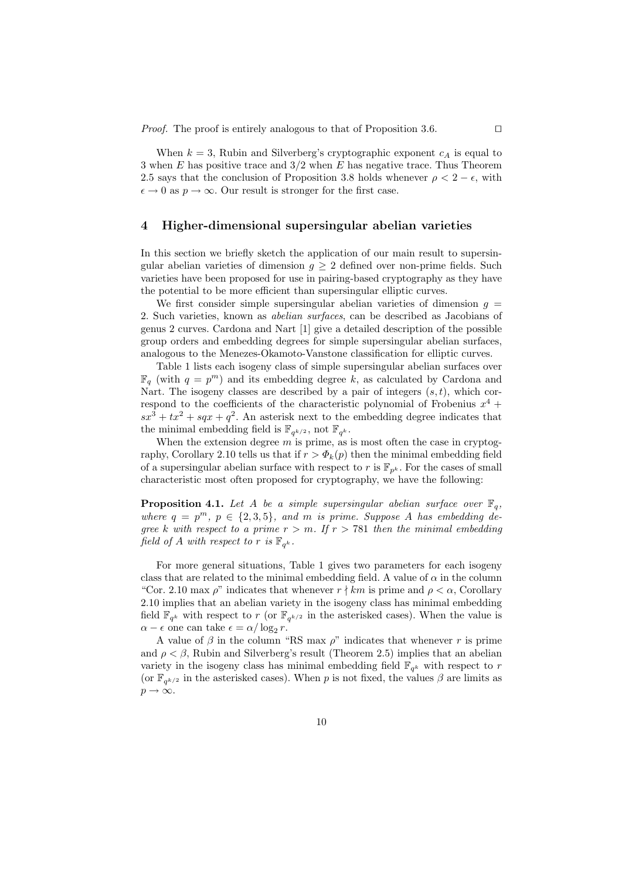*Proof.* The proof is entirely analogous to that of Proposition 3.6. □

When $k = 3$, Rubin and Silverberg's cryptographic exponent $c_A$ is equal to 3 when $E$ has positive trace and $3/2$ when $E$ has negative trace. Thus Theorem 2.5 says that the conclusion of Proposition 3.8 holds whenever $\rho < 2 - \epsilon$, with $\epsilon \to 0$ as $p \to \infty$. Our result is stronger for the first case.

## 4 Higher-dimensional supersingular abelian varieties

In this section we briefly sketch the application of our main result to supersingular abelian varieties of dimension $g \geq 2$ defined over non-prime fields. Such varieties have been proposed for use in pairing-based cryptography as they have the potential to be more efficient than supersingular elliptic curves.

We first consider simple supersingular abelian varieties of dimension $g = 2$. Such varieties, known as *abelian surfaces*, can be described as Jacobians of genus 2 curves. Cardona and Nart [1] give a detailed description of the possible group orders and embedding degrees for simple supersingular abelian surfaces, analogous to the Menezes-Okamoto-Vanstone classification for elliptic curves.

Table 1 lists each isogeny class of simple supersingular abelian surfaces over $\mathbb{F}_q$ (with $q = p^m$) and its embedding degree $k$, as calculated by Cardona and Nart. The isogeny classes are described by a pair of integers $(s, t)$, which correspond to the coefficients of the characteristic polynomial of Frobenius $x^4 + sx^3 + tx^2 + sqx + q^2$. An asterisk next to the embedding degree indicates that the minimal embedding field is $\mathbb{F}_{q^{k/2}}$, not $\mathbb{F}_{q^k}$.

When the extension degree $m$ is prime, as is most often the case in cryptography, Corollary 2.10 tells us that if $r > \Phi_k(p)$ then the minimal embedding field of a supersingular abelian surface with respect to $r$ is $\mathbb{F}_{p^k}$. For the cases of small characteristic most often proposed for cryptography, we have the following:

**Proposition 4.1.** *Let $A$ be a simple supersingular abelian surface over $\mathbb{F}_q$, where $q = p^m$, $p \in \{2, 3, 5\}$, and $m$ is prime. Suppose $A$ has embedding degree $k$ with respect to a prime $r > m$. If $r > 781$ then the minimal embedding field of $A$ with respect to $r$ is $\mathbb{F}_{q^k}$.*

For more general situations, Table 1 gives two parameters for each isogeny class that are related to the minimal embedding field. A value of $\alpha$ in the column "Cor. 2.10 max $\rho$" indicates that whenever $r \nmid km$ is prime and $\rho < \alpha$, Corollary 2.10 implies that an abelian variety in the isogeny class has minimal embedding field $\mathbb{F}_{q^k}$ with respect to $r$ (or $\mathbb{F}_{q^{k/2}}$ in the asterisked cases). When the value is $\alpha - \epsilon$ one can take $\epsilon = \alpha / \log_2 r$.

A value of $\beta$ in the column "RS max $\rho$" indicates that whenever $r$ is prime and $\rho < \beta$, Rubin and Silverberg's result (Theorem 2.5) implies that an abelian variety in the isogeny class has minimal embedding field $\mathbb{F}_{q^k}$ with respect to $r$ (or $\mathbb{F}_{q^{k/2}}$ in the asterisked cases). When $p$ is not fixed, the values $\beta$ are limits as $p \to \infty$.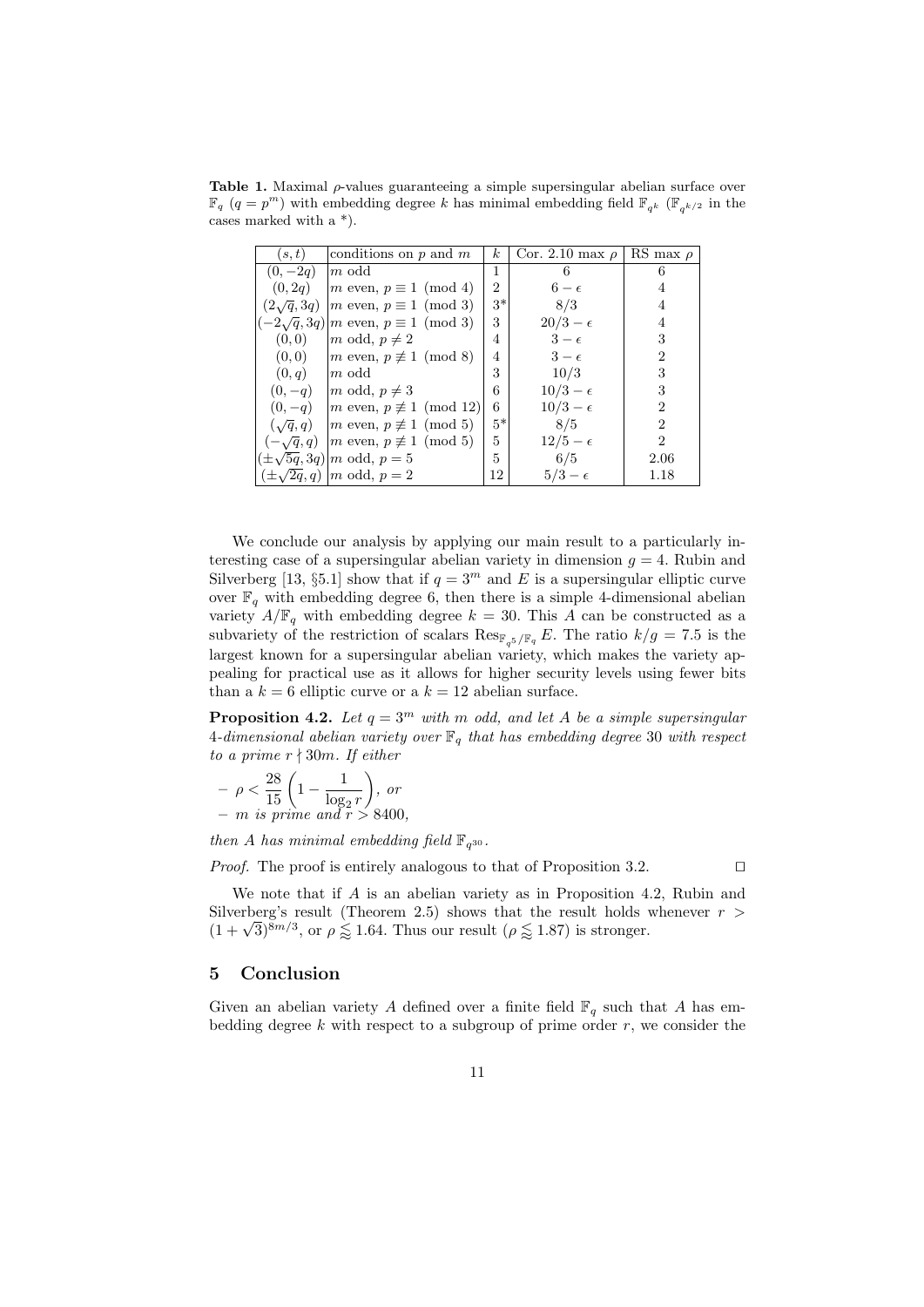**Table 1.** Maximal $\rho$-values guaranteeing a simple supersingular abelian surface over $\mathbb{F}_q$ ($q = p^m$) with embedding degree $k$ has minimal embedding field $\mathbb{F}_{q^k}$ ($\mathbb{F}_{q^{k/2}}$ in the cases marked with a *).

| $(s,t)$ | conditions on $p$ and $m$ | $k$ | Cor. 2.10 max $\rho$ | RS max $\rho$ |
|---|---|---|---|---|
| $(0, -2q)$ | $m$ odd | 1 | 6 | 6 |
| $(0, 2q)$ | $m$ even, $p \equiv 1 \pmod 4$ | 2 | $6 - \epsilon$ | 4 |
| $(2\sqrt{q}, 3q)$ | $m$ even, $p \equiv 1 \pmod 3$ | 3* | $8/3$ | 4 |
| $(-2\sqrt{q}, 3q)$ | $m$ even, $p \equiv 1 \pmod 3$ | 3 | $20/3 - \epsilon$ | 4 |
| $(0, 0)$ | $m$ odd, $p \neq 2$ | 4 | $3 - \epsilon$ | 3 |
| $(0, 0)$ | $m$ even, $p \not\equiv 1 \pmod 8$ | 4 | $3 - \epsilon$ | 2 |
| $(0, q)$ | $m$ odd | 3 | $10/3$ | 3 |
| $(0, -q)$ | $m$ odd, $p \neq 3$ | 6 | $10/3 - \epsilon$ | 3 |
| $(0, -q)$ | $m$ even, $p \not\equiv 1 \pmod{12}$ | 6 | $10/3 - \epsilon$ | 2 |
| $(\sqrt{q}, q)$ | $m$ even, $p \not\equiv 1 \pmod 5$ | 5* | $8/5$ | 2 |
| $(-\sqrt{q}, q)$ | $m$ even, $p \not\equiv 1 \pmod 5$ | 5 | $12/5 - \epsilon$ | 2 |
| $(\pm\sqrt{5q}, 3q)$ | $m$ odd, $p = 5$ | 5 | $6/5$ | 2.06 |
| $(\pm\sqrt{2q}, q)$ | $m$ odd, $p = 2$ | 12 | $5/3 - \epsilon$ | 1.18 |

We conclude our analysis by applying our main result to a particularly interesting case of a supersingular abelian variety in dimension $g = 4$. Rubin and Silverberg [13, §5.1] show that if $q = 3^m$ and $E$ is a supersingular elliptic curve over $\mathbb{F}_q$ with embedding degree 6, then there is a simple 4-dimensional abelian variety $A/\mathbb{F}_q$ with embedding degree $k = 30$. This $A$ can be constructed as a subvariety of the restriction of scalars $\mathrm{Res}_{\mathbb{F}_{q^5}/\mathbb{F}_q} E$. The ratio $k/g = 7.5$ is the largest known for a supersingular abelian variety, which makes the variety appealing for practical use as it allows for higher security levels using fewer bits than a $k = 6$ elliptic curve or a $k = 12$ abelian surface.

**Proposition 4.2.** *Let $q = 3^m$ with $m$ odd, and let $A$ be a simple supersingular 4-dimensional abelian variety over $\mathbb{F}_q$ that has embedding degree 30 with respect to a prime $r \nmid 30m$. If either*

- $\rho < \dfrac{28}{15}\left(1 - \dfrac{1}{\log_2 r}\right)$, *or*
- *$m$ is prime and $r > 8400$,*

*then $A$ has minimal embedding field $\mathbb{F}_{q^{30}}$.*

*Proof.* The proof is entirely analogous to that of Proposition 3.2. ◻

We note that if $A$ is an abelian variety as in Proposition 4.2, Rubin and Silverberg's result (Theorem 2.5) shows that the result holds whenever $r > (1+\sqrt{3})^{8m/3}$, or $\rho \lessapprox 1.64$. Thus our result ($\rho \lessapprox 1.87$) is stronger.

## 5 Conclusion

Given an abelian variety $A$ defined over a finite field $\mathbb{F}_q$ such that $A$ has embedding degree $k$ with respect to a subgroup of prime order $r$, we consider the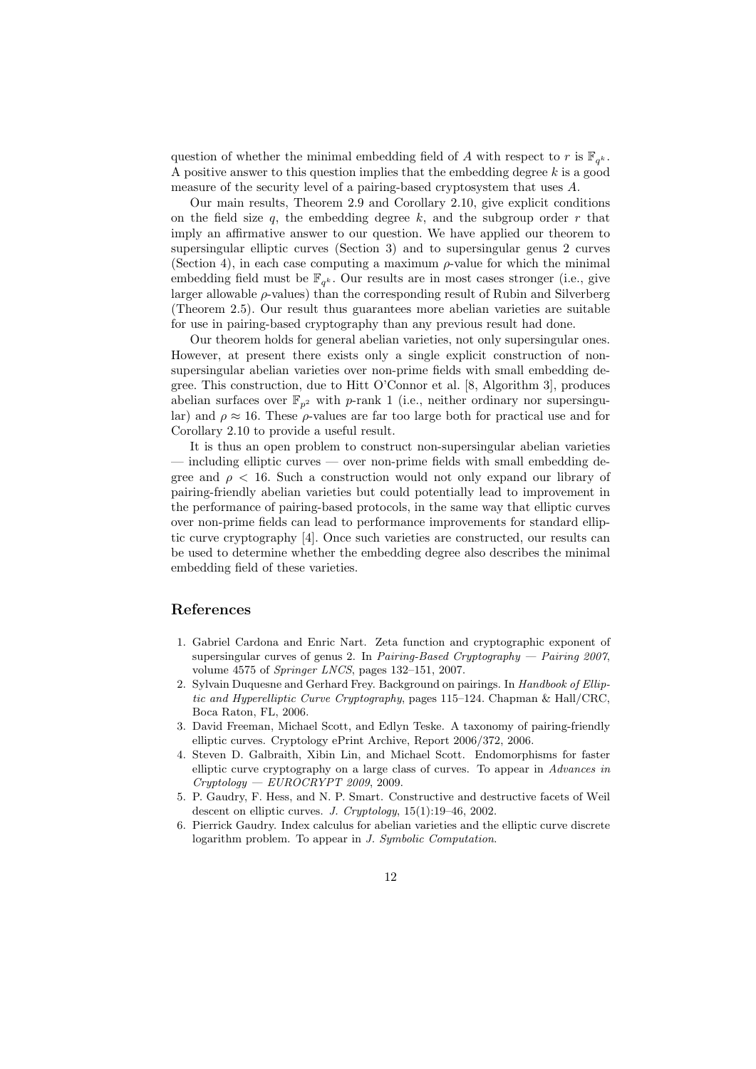question of whether the minimal embedding field of $A$ with respect to $r$ is $\mathbb{F}_{q^k}$. A positive answer to this question implies that the embedding degree $k$ is a good measure of the security level of a pairing-based cryptosystem that uses $A$.

Our main results, Theorem 2.9 and Corollary 2.10, give explicit conditions on the field size $q$, the embedding degree $k$, and the subgroup order $r$ that imply an affirmative answer to our question. We have applied our theorem to supersingular elliptic curves (Section 3) and to supersingular genus 2 curves (Section 4), in each case computing a maximum $\rho$-value for which the minimal embedding field must be $\mathbb{F}_{q^k}$. Our results are in most cases stronger (i.e., give larger allowable $\rho$-values) than the corresponding result of Rubin and Silverberg (Theorem 2.5). Our result thus guarantees more abelian varieties are suitable for use in pairing-based cryptography than any previous result had done.

Our theorem holds for general abelian varieties, not only supersingular ones. However, at present there exists only a single explicit construction of non-supersingular abelian varieties over non-prime fields with small embedding degree. This construction, due to Hitt O'Connor et al. [8, Algorithm 3], produces abelian surfaces over $\mathbb{F}_{p^2}$ with $p$-rank 1 (i.e., neither ordinary nor supersingular) and $\rho \approx 16$. These $\rho$-values are far too large both for practical use and for Corollary 2.10 to provide a useful result.

It is thus an open problem to construct non-supersingular abelian varieties — including elliptic curves — over non-prime fields with small embedding degree and $\rho < 16$. Such a construction would not only expand our library of pairing-friendly abelian varieties but could potentially lead to improvement in the performance of pairing-based protocols, in the same way that elliptic curves over non-prime fields can lead to performance improvements for standard elliptic curve cryptography [4]. Once such varieties are constructed, our results can be used to determine whether the embedding degree also describes the minimal embedding field of these varieties.

## References

1. Gabriel Cardona and Enric Nart. Zeta function and cryptographic exponent of supersingular curves of genus 2. In *Pairing-Based Cryptography — Pairing 2007*, volume 4575 of *Springer LNCS*, pages 132–151, 2007.
2. Sylvain Duquesne and Gerhard Frey. Background on pairings. In *Handbook of Elliptic and Hyperelliptic Curve Cryptography*, pages 115–124. Chapman & Hall/CRC, Boca Raton, FL, 2006.
3. David Freeman, Michael Scott, and Edlyn Teske. A taxonomy of pairing-friendly elliptic curves. Cryptology ePrint Archive, Report 2006/372, 2006.
4. Steven D. Galbraith, Xibin Lin, and Michael Scott. Endomorphisms for faster elliptic curve cryptography on a large class of curves. To appear in *Advances in Cryptology — EUROCRYPT 2009*, 2009.
5. P. Gaudry, F. Hess, and N. P. Smart. Constructive and destructive facets of Weil descent on elliptic curves. *J. Cryptology*, 15(1):19–46, 2002.
6. Pierrick Gaudry. Index calculus for abelian varieties and the elliptic curve discrete logarithm problem. To appear in *J. Symbolic Computation*.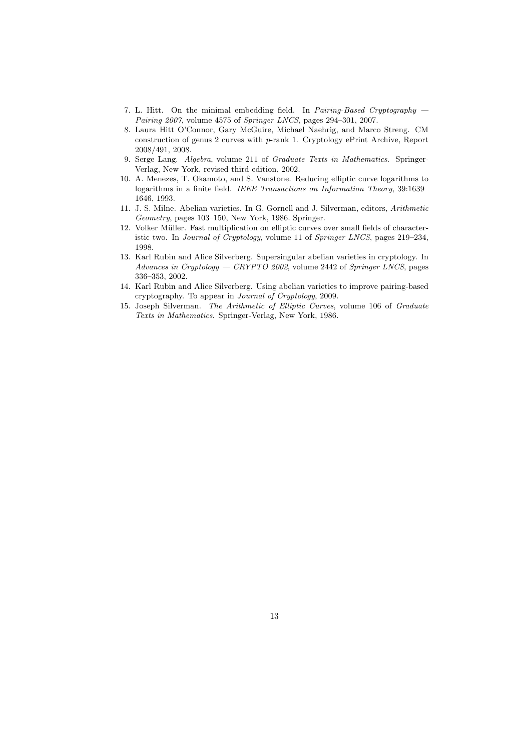7. L. Hitt. On the minimal embedding field. In *Pairing-Based Cryptography — Pairing 2007*, volume 4575 of *Springer LNCS*, pages 294–301, 2007.
8. Laura Hitt O'Connor, Gary McGuire, Michael Naehrig, and Marco Streng. CM construction of genus 2 curves with $p$-rank 1. Cryptology ePrint Archive, Report 2008/491, 2008.
9. Serge Lang. *Algebra*, volume 211 of *Graduate Texts in Mathematics*. Springer-Verlag, New York, revised third edition, 2002.
10. A. Menezes, T. Okamoto, and S. Vanstone. Reducing elliptic curve logarithms to logarithms in a finite field. *IEEE Transactions on Information Theory*, 39:1639–1646, 1993.
11. J. S. Milne. Abelian varieties. In G. Gornell and J. Silverman, editors, *Arithmetic Geometry*, pages 103–150, New York, 1986. Springer.
12. Volker Müller. Fast multiplication on elliptic curves over small fields of characteristic two. In *Journal of Cryptology*, volume 11 of *Springer LNCS*, pages 219–234, 1998.
13. Karl Rubin and Alice Silverberg. Supersingular abelian varieties in cryptology. In *Advances in Cryptology — CRYPTO 2002*, volume 2442 of *Springer LNCS*, pages 336–353, 2002.
14. Karl Rubin and Alice Silverberg. Using abelian varieties to improve pairing-based cryptography. To appear in *Journal of Cryptology*, 2009.
15. Joseph Silverman. *The Arithmetic of Elliptic Curves*, volume 106 of *Graduate Texts in Mathematics*. Springer-Verlag, New York, 1986.